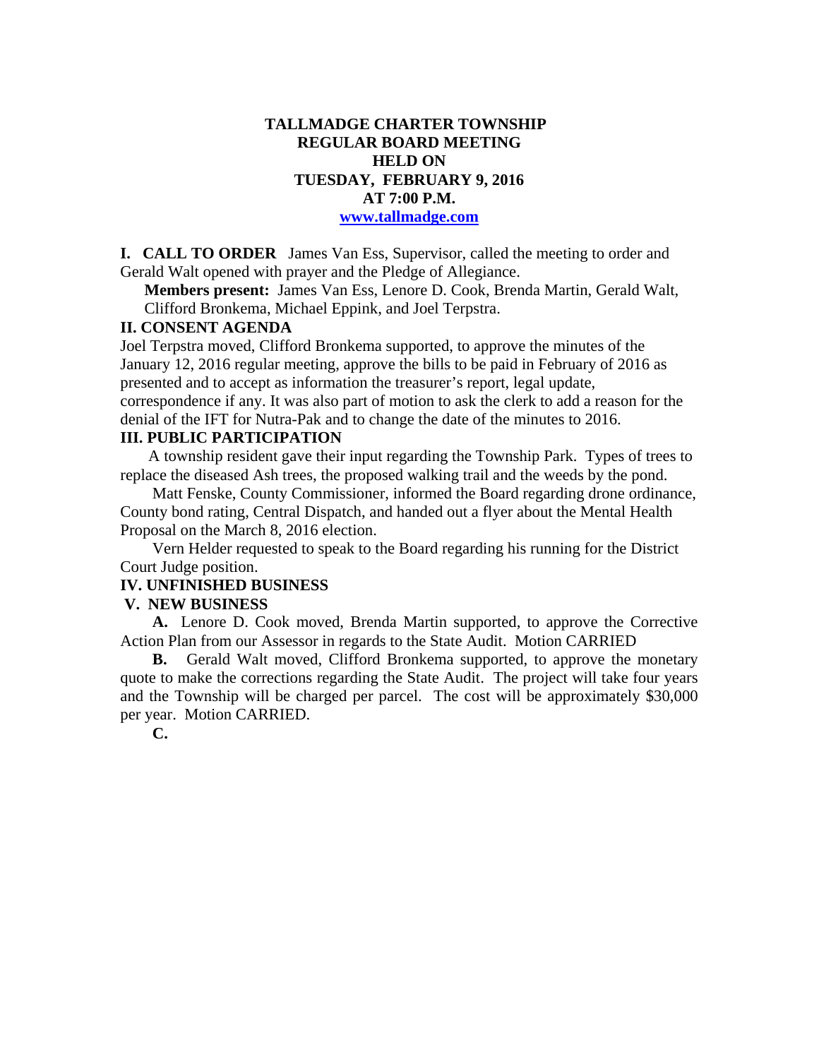# TALLMADGE CHARTER TOWNSHIP
## REGULAR BOARD MEETING
## HELD ON
## TUESDAY, FEBRUARY 9, 2016
## AT 7:00 P.M.

**www.tallmadge.com**

**I. CALL TO ORDER** James Van Ess, Supervisor, called the meeting to order and Gerald Walt opened with prayer and the Pledge of Allegiance.

**Members present:** James Van Ess, Lenore D. Cook, Brenda Martin, Gerald Walt, Clifford Bronkema, Michael Eppink, and Joel Terpstra.

**II. CONSENT AGENDA**

Joel Terpstra moved, Clifford Bronkema supported, to approve the minutes of the January 12, 2016 regular meeting, approve the bills to be paid in February of 2016 as presented and to accept as information the treasurer's report, legal update, correspondence if any. It was also part of motion to ask the clerk to add a reason for the denial of the IFT for Nutra-Pak and to change the date of the minutes to 2016.

**III. PUBLIC PARTICIPATION**

A township resident gave their input regarding the Township Park. Types of trees to replace the diseased Ash trees, the proposed walking trail and the weeds by the pond.

Matt Fenske, County Commissioner, informed the Board regarding drone ordinance, County bond rating, Central Dispatch, and handed out a flyer about the Mental Health Proposal on the March 8, 2016 election.

Vern Helder requested to speak to the Board regarding his running for the District Court Judge position.

**IV. UNFINISHED BUSINESS**

**V. NEW BUSINESS**

**A.** Lenore D. Cook moved, Brenda Martin supported, to approve the Corrective Action Plan from our Assessor in regards to the State Audit. Motion CARRIED

**B.** Gerald Walt moved, Clifford Bronkema supported, to approve the monetary quote to make the corrections regarding the State Audit. The project will take four years and the Township will be charged per parcel. The cost will be approximately $30,000 per year. Motion CARRIED.

**C.**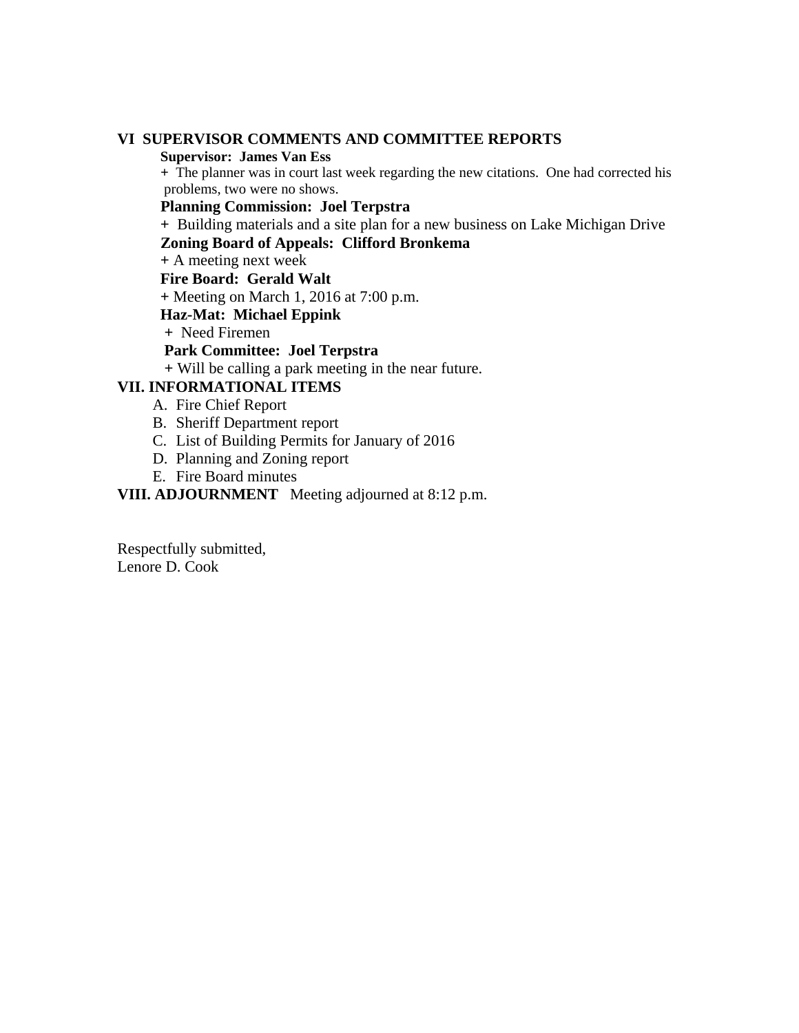## VI SUPERVISOR COMMENTS AND COMMITTEE REPORTS

**Supervisor: James Van Ess**

+ The planner was in court last week regarding the new citations. One had corrected his problems, two were no shows.

**Planning Commission: Joel Terpstra**

+ Building materials and a site plan for a new business on Lake Michigan Drive

**Zoning Board of Appeals: Clifford Bronkema**

+ A meeting next week

**Fire Board: Gerald Walt**

+ Meeting on March 1, 2016 at 7:00 p.m.

**Haz-Mat: Michael Eppink**

+ Need Firemen

**Park Committee: Joel Terpstra**

+ Will be calling a park meeting in the near future.

## VII. INFORMATIONAL ITEMS

A. Fire Chief Report
B. Sheriff Department report
C. List of Building Permits for January of 2016
D. Planning and Zoning report
E. Fire Board minutes

**VIII. ADJOURNMENT** Meeting adjourned at 8:12 p.m.

Respectfully submitted,
Lenore D. Cook